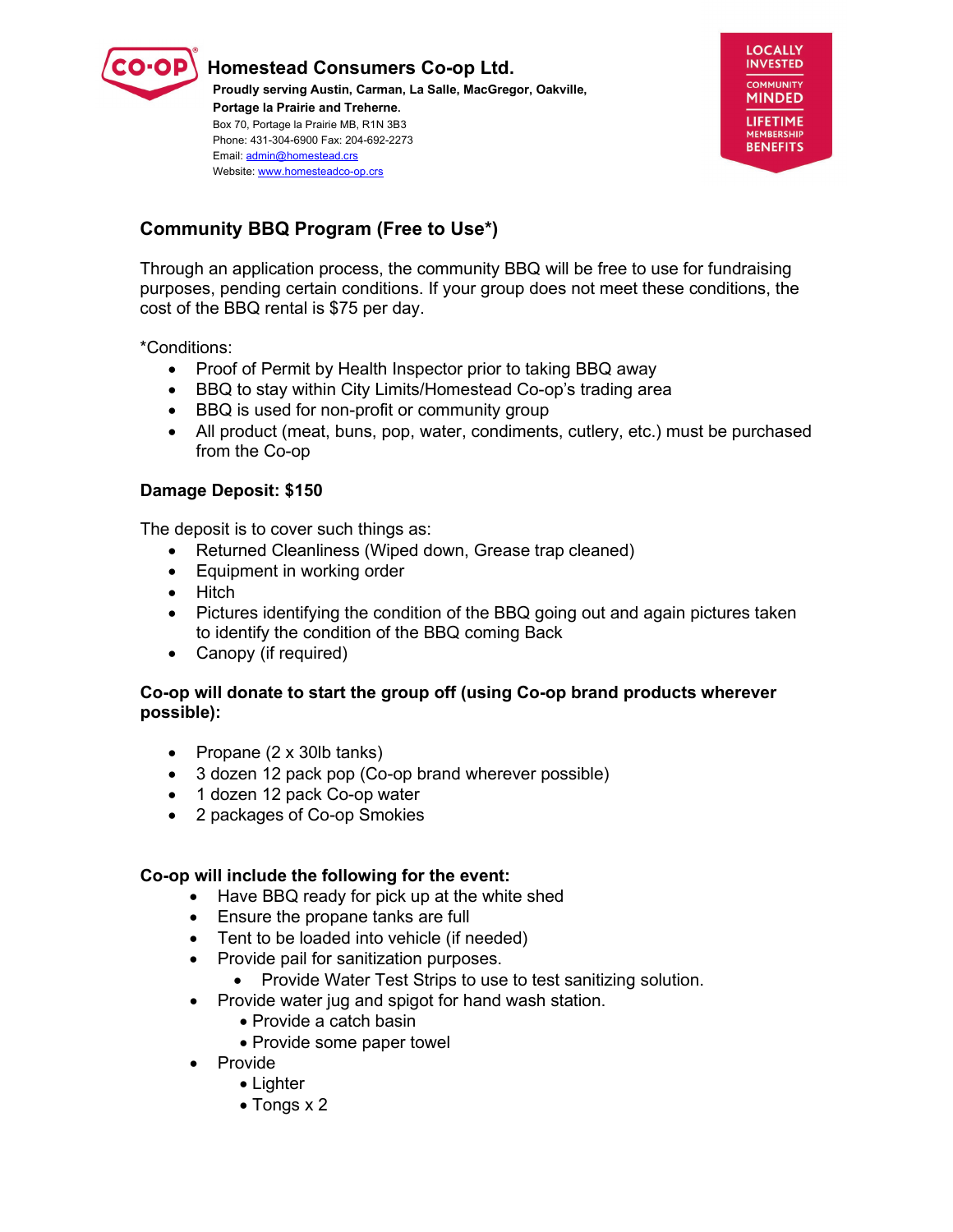**Homestead Consumers Co-op Ltd.**

**Proudly serving Austin, Carman, La Salle, MacGregor, Oakville, Portage la Prairie and Treherne.**

Box 70, Portage la Prairie MB, R1N 3B3
Phone: 431-304-6900 Fax: 204-692-2273
Email: admin@homestead.crs
Website: www.homesteadco-op.crs

LOCALLY INVESTED
COMMUNITY MINDED
LIFETIME MEMBERSHIP BENEFITS

## Community BBQ Program (Free to Use*)

Through an application process, the community BBQ will be free to use for fundraising purposes, pending certain conditions. If your group does not meet these conditions, the cost of the BBQ rental is $75 per day.

*Conditions:

- Proof of Permit by Health Inspector prior to taking BBQ away
- BBQ to stay within City Limits/Homestead Co-op's trading area
- BBQ is used for non-profit or community group
- All product (meat, buns, pop, water, condiments, cutlery, etc.) must be purchased from the Co-op

**Damage Deposit: $150**

The deposit is to cover such things as:

- Returned Cleanliness (Wiped down, Grease trap cleaned)
- Equipment in working order
- Hitch
- Pictures identifying the condition of the BBQ going out and again pictures taken to identify the condition of the BBQ coming Back
- Canopy (if required)

**Co-op will donate to start the group off (using Co-op brand products wherever possible):**

- Propane (2 x 30lb tanks)
- 3 dozen 12 pack pop (Co-op brand wherever possible)
- 1 dozen 12 pack Co-op water
- 2 packages of Co-op Smokies

**Co-op will include the following for the event:**

- Have BBQ ready for pick up at the white shed
- Ensure the propane tanks are full
- Tent to be loaded into vehicle (if needed)
- Provide pail for sanitization purposes.
  - Provide Water Test Strips to use to test sanitizing solution.
- Provide water jug and spigot for hand wash station.
  - Provide a catch basin
  - Provide some paper towel
- Provide
  - Lighter
  - Tongs x 2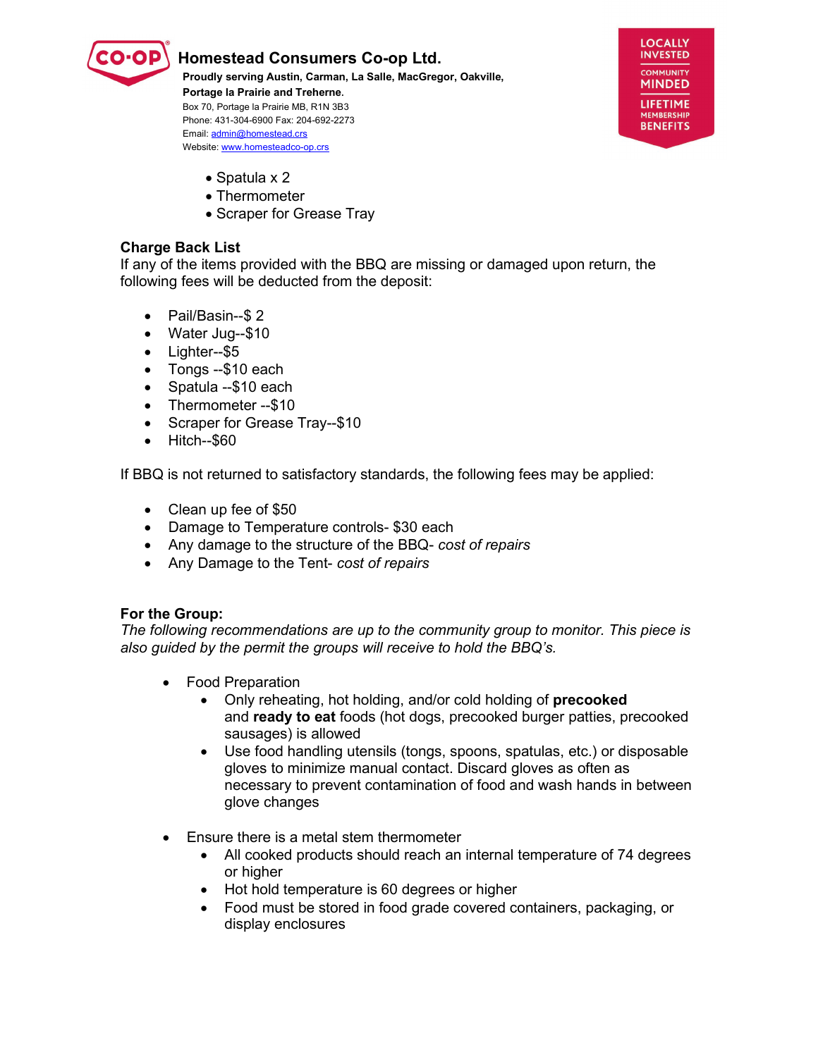- Spatula x 2
- Thermometer
- Scraper for Grease Tray

**Charge Back List**
If any of the items provided with the BBQ are missing or damaged upon return, the following fees will be deducted from the deposit:

- Pail/Basin--$ 2
- Water Jug--$10
- Lighter--$5
- Tongs --$10 each
- Spatula --$10 each
- Thermometer --$10
- Scraper for Grease Tray--$10
- Hitch--$60

If BBQ is not returned to satisfactory standards, the following fees may be applied:

- Clean up fee of $50
- Damage to Temperature controls- $30 each
- Any damage to the structure of the BBQ- *cost of repairs*
- Any Damage to the Tent- *cost of repairs*

**For the Group:**
*The following recommendations are up to the community group to monitor. This piece is also guided by the permit the groups will receive to hold the BBQ's.*

- Food Preparation
  - Only reheating, hot holding, and/or cold holding of **precooked** and **ready to eat** foods (hot dogs, precooked burger patties, precooked sausages) is allowed
  - Use food handling utensils (tongs, spoons, spatulas, etc.) or disposable gloves to minimize manual contact. Discard gloves as often as necessary to prevent contamination of food and wash hands in between glove changes

- Ensure there is a metal stem thermometer
  - All cooked products should reach an internal temperature of 74 degrees or higher
  - Hot hold temperature is 60 degrees or higher
  - Food must be stored in food grade covered containers, packaging, or display enclosures